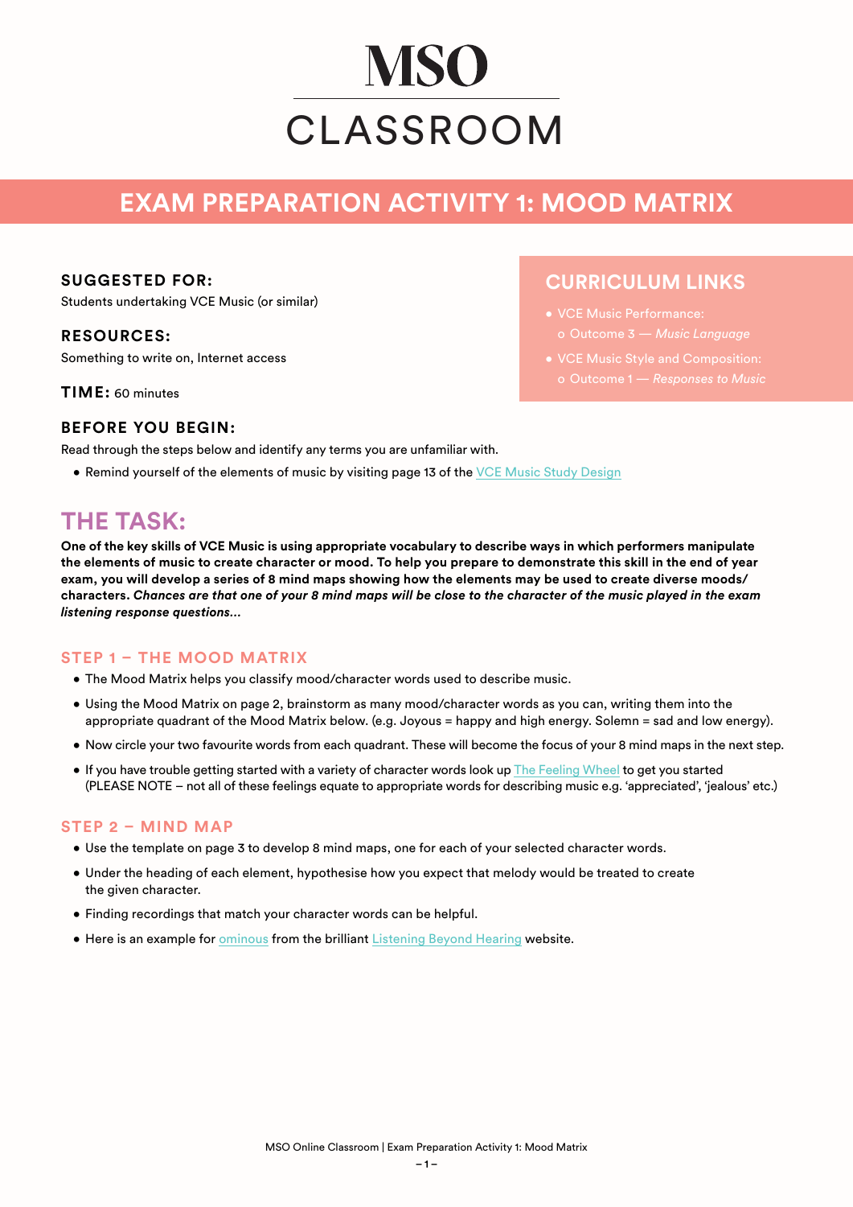# MSO

# CLASSROOM

## EXAM PREPARATION ACTIVITY 1: MOOD MATRIX

### SUGGESTED FOR:

Students undertaking VCE Music (or similar)

### RESOURCES:

Something to write on, Internet access

**TIME:** 60 minutes

### BEFORE YOU BEGIN:

Read through the steps below and identify any terms you are unfamiliar with.

- Remind yourself of the elements of music by visiting page 13 of the VCE Music Study Design

### CURRICULUM LINKS

- VCE Music Performance:
  - Outcome 3 — *Music Language*
- VCE Music Style and Composition:
  - Outcome 1 — *Responses to Music*

## THE TASK:

**One of the key skills of VCE Music is using appropriate vocabulary to describe ways in which performers manipulate the elements of music to create character or mood. To help you prepare to demonstrate this skill in the end of year exam, you will develop a series of 8 mind maps showing how the elements may be used to create diverse moods/ characters.** ***Chances are that one of your 8 mind maps will be close to the character of the music played in the exam listening response questions...***

### STEP 1 – THE MOOD MATRIX

- The Mood Matrix helps you classify mood/character words used to describe music.
- Using the Mood Matrix on page 2, brainstorm as many mood/character words as you can, writing them into the appropriate quadrant of the Mood Matrix below. (e.g. Joyous = happy and high energy. Solemn = sad and low energy).
- Now circle your two favourite words from each quadrant. These will become the focus of your 8 mind maps in the next step.
- If you have trouble getting started with a variety of character words look up The Feeling Wheel to get you started (PLEASE NOTE – not all of these feelings equate to appropriate words for describing music e.g. 'appreciated', 'jealous' etc.)

### STEP 2 – MIND MAP

- Use the template on page 3 to develop 8 mind maps, one for each of your selected character words.
- Under the heading of each element, hypothesise how you expect that melody would be treated to create the given character.
- Finding recordings that match your character words can be helpful.
- Here is an example for ominous from the brilliant Listening Beyond Hearing website.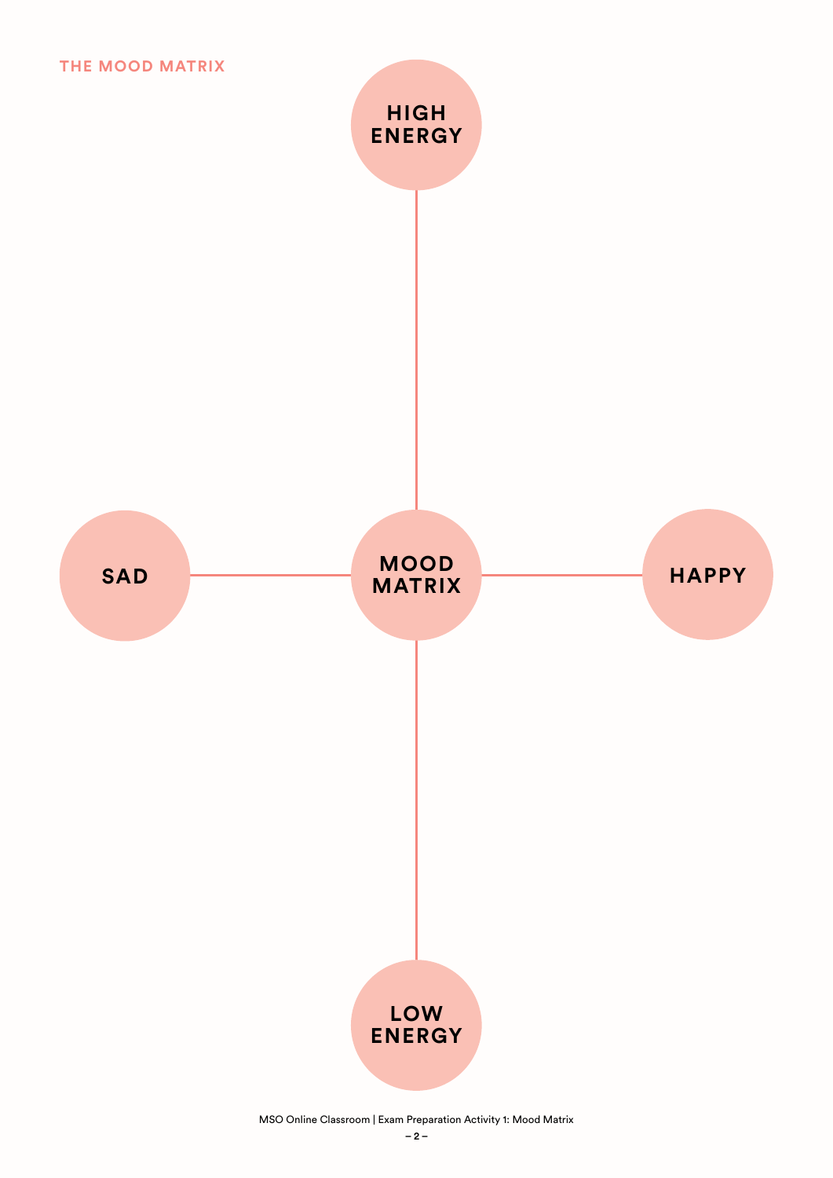THE MOOD MATRIX

HIGH ENERGY

SAD

MOOD MATRIX

HAPPY

LOW ENERGY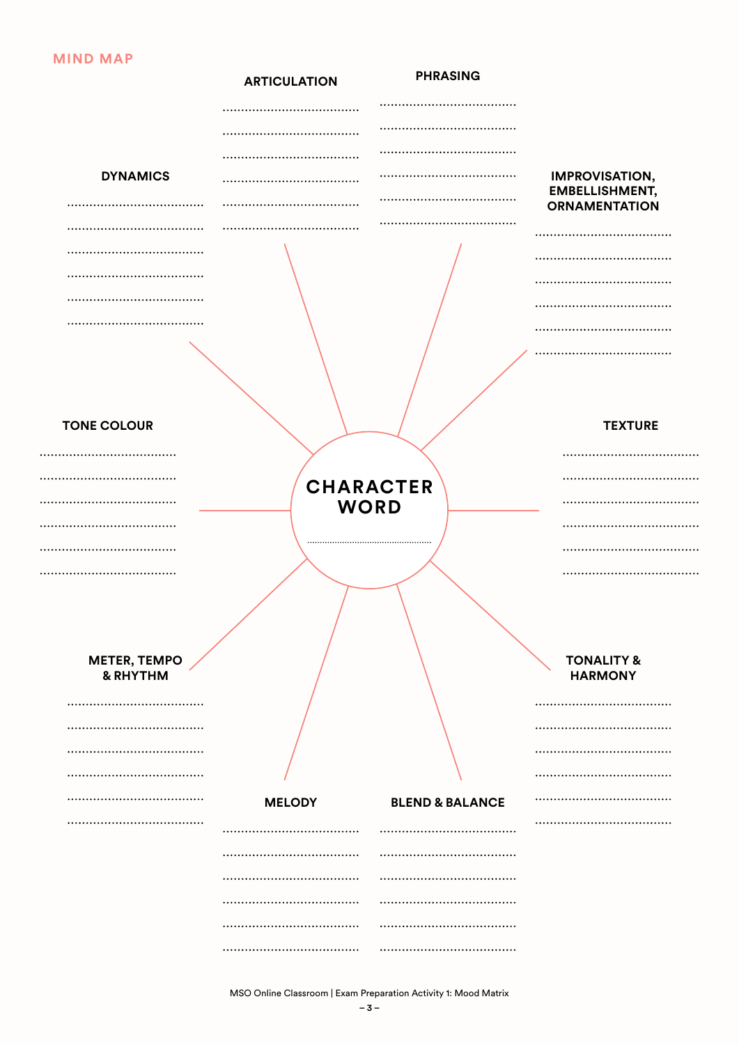## MIND MAP

**CHARACTER WORD**

..............................

**ARTICULATION**

..............................
..............................
..............................
..............................
..............................
..............................

**PHRASING**

..............................
..............................
..............................
..............................
..............................
..............................

**DYNAMICS**

..............................
..............................
..............................
..............................
..............................
..............................

**IMPROVISATION, EMBELLISHMENT, ORNAMENTATION**

..............................
..............................
..............................
..............................
..............................
..............................

**TONE COLOUR**

..............................
..............................
..............................
..............................
..............................
..............................

**TEXTURE**

..............................
..............................
..............................
..............................
..............................
..............................

**METER, TEMPO & RHYTHM**

..............................
..............................
..............................
..............................
..............................
..............................

**TONALITY & HARMONY**

..............................
..............................
..............................
..............................
..............................
..............................

**MELODY**

..............................
..............................
..............................
..............................
..............................
..............................

**BLEND & BALANCE**

..............................
..............................
..............................
..............................
..............................
..............................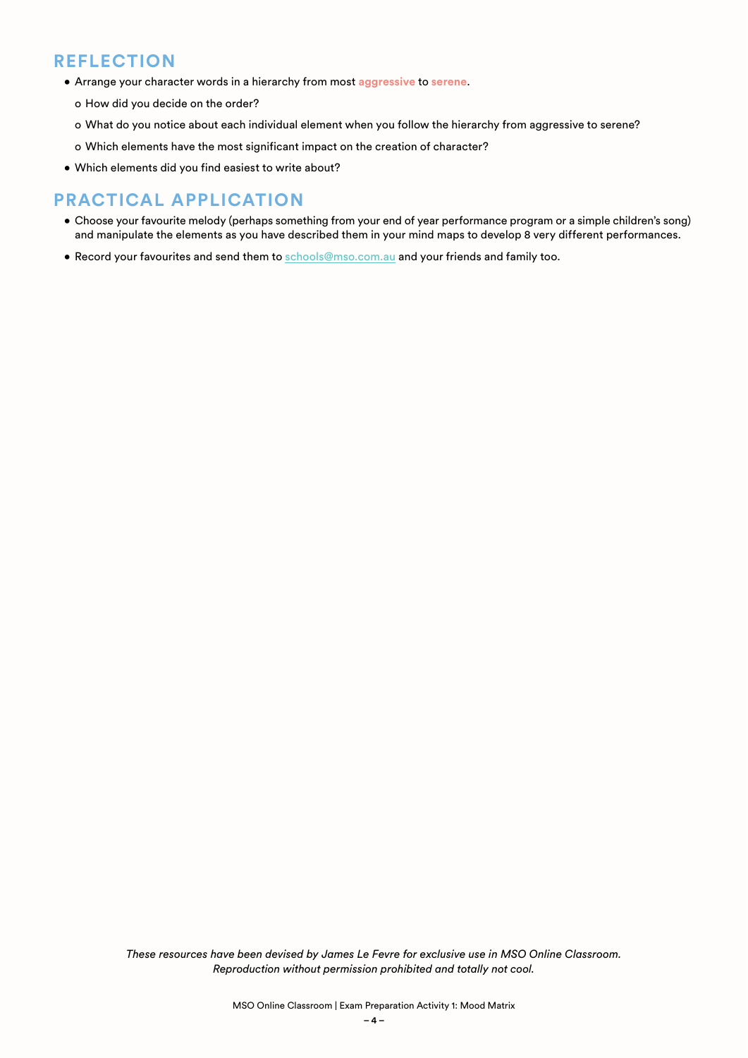## REFLECTION

- Arrange your character words in a hierarchy from most **aggressive** to **serene**.
    - How did you decide on the order?
    - What do you notice about each individual element when you follow the hierarchy from aggressive to serene?
    - Which elements have the most significant impact on the creation of character?
- Which elements did you find easiest to write about?

## PRACTICAL APPLICATION

- Choose your favourite melody (perhaps something from your end of year performance program or a simple children's song) and manipulate the elements as you have described them in your mind maps to develop 8 very different performances.
- Record your favourites and send them to schools@mso.com.au and your friends and family too.

*These resources have been devised by James Le Fevre for exclusive use in MSO Online Classroom. Reproduction without permission prohibited and totally not cool.*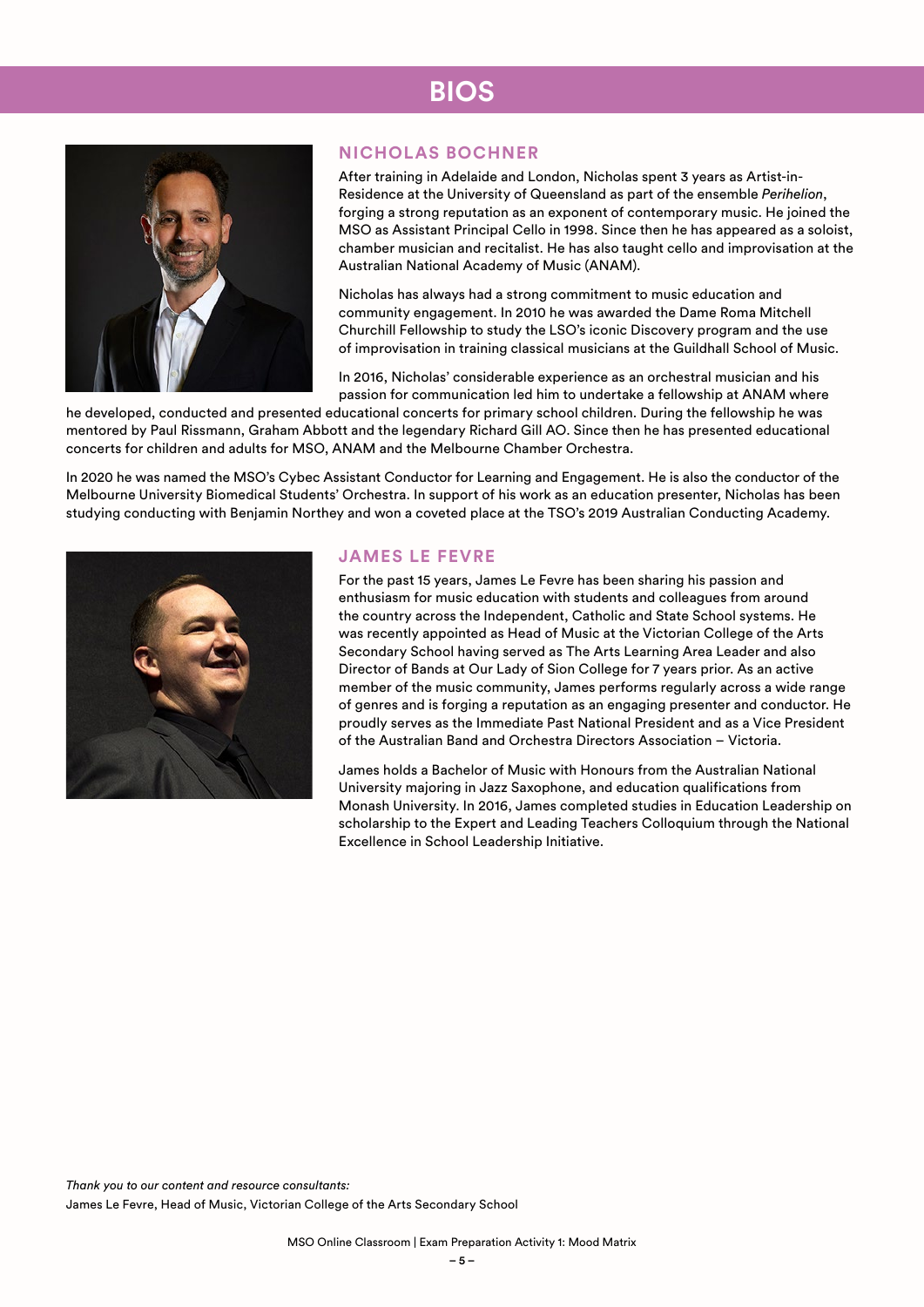# BIOS

## NICHOLAS BOCHNER

After training in Adelaide and London, Nicholas spent 3 years as Artist-in-Residence at the University of Queensland as part of the ensemble *Perihelion*, forging a strong reputation as an exponent of contemporary music. He joined the MSO as Assistant Principal Cello in 1998. Since then he has appeared as a soloist, chamber musician and recitalist. He has also taught cello and improvisation at the Australian National Academy of Music (ANAM).

Nicholas has always had a strong commitment to music education and community engagement. In 2010 he was awarded the Dame Roma Mitchell Churchill Fellowship to study the LSO's iconic Discovery program and the use of improvisation in training classical musicians at the Guildhall School of Music.

In 2016, Nicholas' considerable experience as an orchestral musician and his passion for communication led him to undertake a fellowship at ANAM where he developed, conducted and presented educational concerts for primary school children. During the fellowship he was mentored by Paul Rissmann, Graham Abbott and the legendary Richard Gill AO. Since then he has presented educational concerts for children and adults for MSO, ANAM and the Melbourne Chamber Orchestra.

In 2020 he was named the MSO's Cybec Assistant Conductor for Learning and Engagement. He is also the conductor of the Melbourne University Biomedical Students' Orchestra. In support of his work as an education presenter, Nicholas has been studying conducting with Benjamin Northey and won a coveted place at the TSO's 2019 Australian Conducting Academy.

## JAMES LE FEVRE

For the past 15 years, James Le Fevre has been sharing his passion and enthusiasm for music education with students and colleagues from around the country across the Independent, Catholic and State School systems. He was recently appointed as Head of Music at the Victorian College of the Arts Secondary School having served as The Arts Learning Area Leader and also Director of Bands at Our Lady of Sion College for 7 years prior. As an active member of the music community, James performs regularly across a wide range of genres and is forging a reputation as an engaging presenter and conductor. He proudly serves as the Immediate Past National President and as a Vice President of the Australian Band and Orchestra Directors Association – Victoria.

James holds a Bachelor of Music with Honours from the Australian National University majoring in Jazz Saxophone, and education qualifications from Monash University. In 2016, James completed studies in Education Leadership on scholarship to the Expert and Leading Teachers Colloquium through the National Excellence in School Leadership Initiative.

*Thank you to our content and resource consultants:*
James Le Fevre, Head of Music, Victorian College of the Arts Secondary School